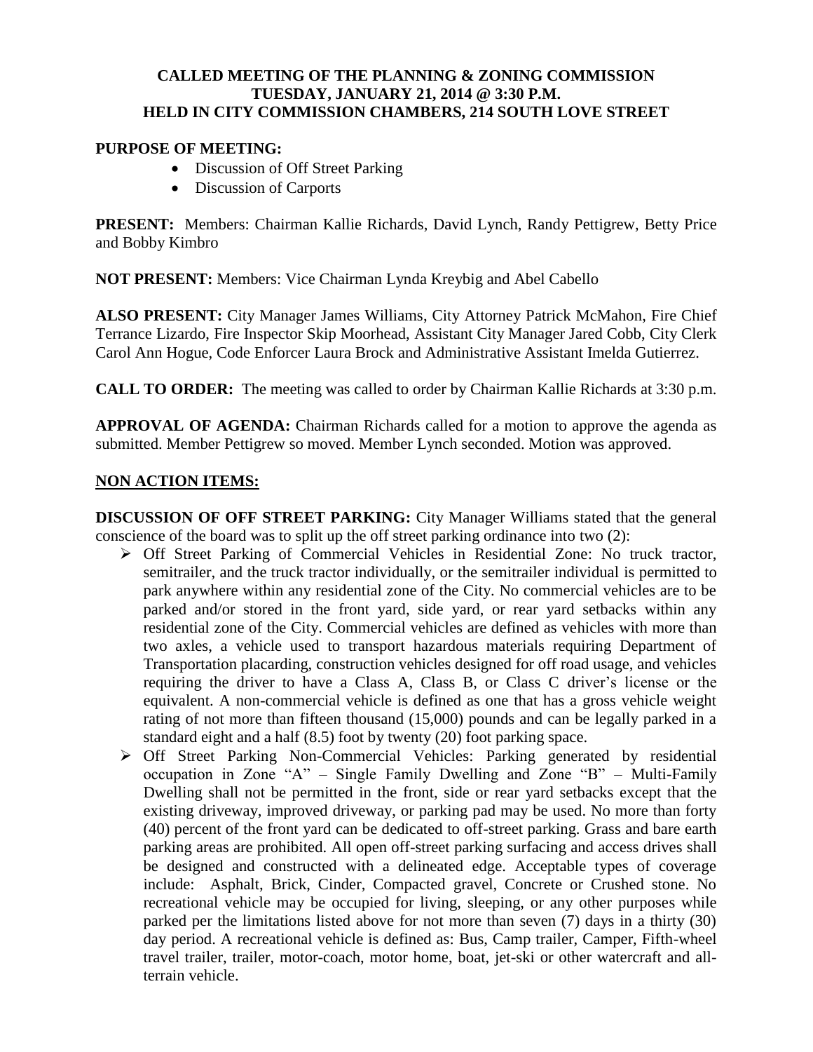**CALLED MEETING OF THE PLANNING & ZONING COMMISSION**
**TUESDAY, JANUARY 21, 2014 @ 3:30 P.M.**
**HELD IN CITY COMMISSION CHAMBERS, 214 SOUTH LOVE STREET**

**PURPOSE OF MEETING:**

- Discussion of Off Street Parking
- Discussion of Carports

**PRESENT:** Members: Chairman Kallie Richards, David Lynch, Randy Pettigrew, Betty Price and Bobby Kimbro

**NOT PRESENT:** Members: Vice Chairman Lynda Kreybig and Abel Cabello

**ALSO PRESENT:** City Manager James Williams, City Attorney Patrick McMahon, Fire Chief Terrance Lizardo, Fire Inspector Skip Moorhead, Assistant City Manager Jared Cobb, City Clerk Carol Ann Hogue, Code Enforcer Laura Brock and Administrative Assistant Imelda Gutierrez.

**CALL TO ORDER:** The meeting was called to order by Chairman Kallie Richards at 3:30 p.m.

**APPROVAL OF AGENDA:** Chairman Richards called for a motion to approve the agenda as submitted. Member Pettigrew so moved. Member Lynch seconded. Motion was approved.

**NON ACTION ITEMS:**

**DISCUSSION OF OFF STREET PARKING:** City Manager Williams stated that the general conscience of the board was to split up the off street parking ordinance into two (2):

- Off Street Parking of Commercial Vehicles in Residential Zone: No truck tractor, semitrailer, and the truck tractor individually, or the semitrailer individual is permitted to park anywhere within any residential zone of the City. No commercial vehicles are to be parked and/or stored in the front yard, side yard, or rear yard setbacks within any residential zone of the City. Commercial vehicles are defined as vehicles with more than two axles, a vehicle used to transport hazardous materials requiring Department of Transportation placarding, construction vehicles designed for off road usage, and vehicles requiring the driver to have a Class A, Class B, or Class C driver's license or the equivalent. A non-commercial vehicle is defined as one that has a gross vehicle weight rating of not more than fifteen thousand (15,000) pounds and can be legally parked in a standard eight and a half (8.5) foot by twenty (20) foot parking space.
- Off Street Parking Non-Commercial Vehicles: Parking generated by residential occupation in Zone "A" – Single Family Dwelling and Zone "B" – Multi-Family Dwelling shall not be permitted in the front, side or rear yard setbacks except that the existing driveway, improved driveway, or parking pad may be used. No more than forty (40) percent of the front yard can be dedicated to off-street parking. Grass and bare earth parking areas are prohibited. All open off-street parking surfacing and access drives shall be designed and constructed with a delineated edge. Acceptable types of coverage include: Asphalt, Brick, Cinder, Compacted gravel, Concrete or Crushed stone. No recreational vehicle may be occupied for living, sleeping, or any other purposes while parked per the limitations listed above for not more than seven (7) days in a thirty (30) day period. A recreational vehicle is defined as: Bus, Camp trailer, Camper, Fifth-wheel travel trailer, trailer, motor-coach, motor home, boat, jet-ski or other watercraft and all-terrain vehicle.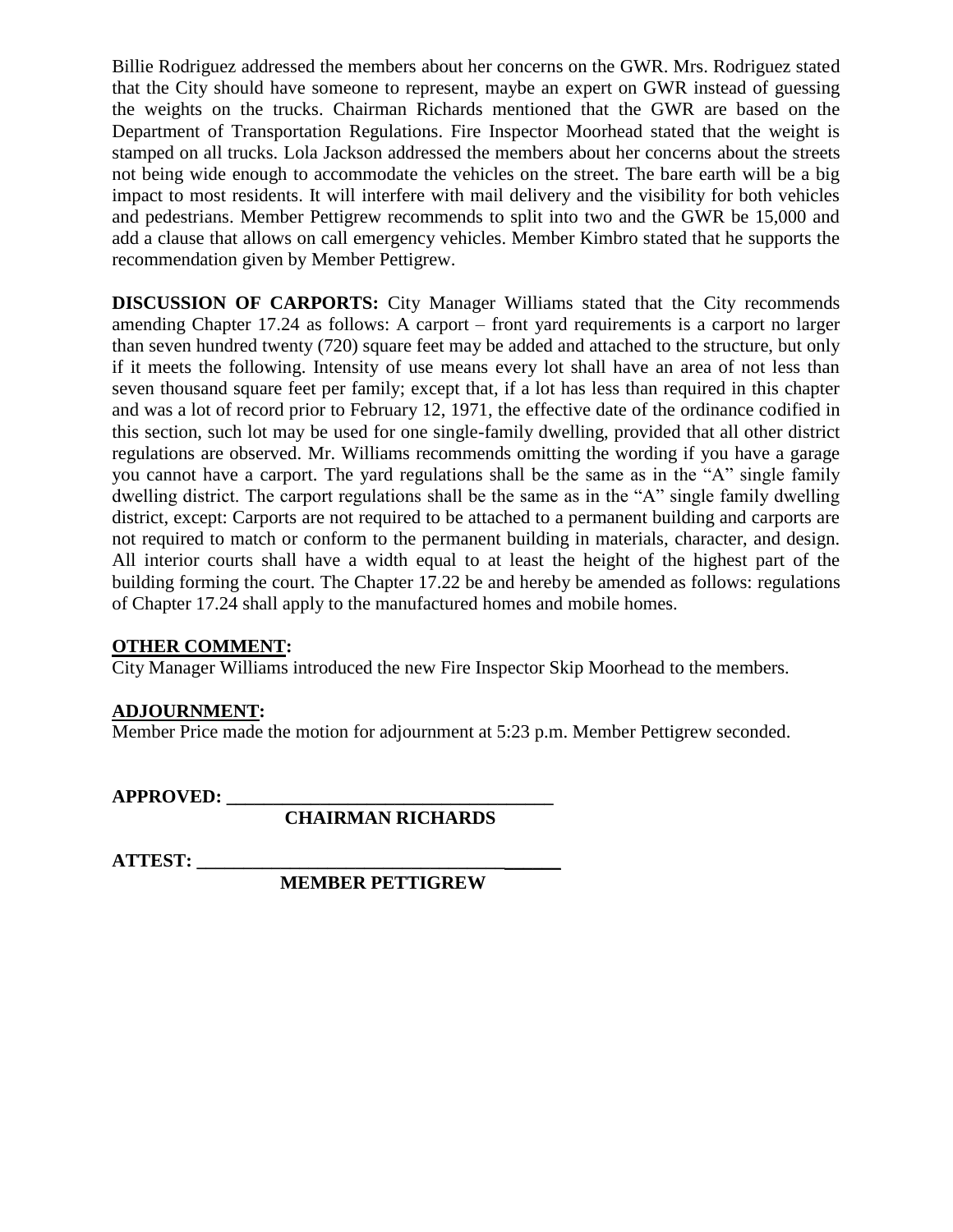Billie Rodriguez addressed the members about her concerns on the GWR. Mrs. Rodriguez stated that the City should have someone to represent, maybe an expert on GWR instead of guessing the weights on the trucks. Chairman Richards mentioned that the GWR are based on the Department of Transportation Regulations. Fire Inspector Moorhead stated that the weight is stamped on all trucks. Lola Jackson addressed the members about her concerns about the streets not being wide enough to accommodate the vehicles on the street. The bare earth will be a big impact to most residents. It will interfere with mail delivery and the visibility for both vehicles and pedestrians. Member Pettigrew recommends to split into two and the GWR be 15,000 and add a clause that allows on call emergency vehicles. Member Kimbro stated that he supports the recommendation given by Member Pettigrew.

**DISCUSSION OF CARPORTS:** City Manager Williams stated that the City recommends amending Chapter 17.24 as follows: A carport – front yard requirements is a carport no larger than seven hundred twenty (720) square feet may be added and attached to the structure, but only if it meets the following. Intensity of use means every lot shall have an area of not less than seven thousand square feet per family; except that, if a lot has less than required in this chapter and was a lot of record prior to February 12, 1971, the effective date of the ordinance codified in this section, such lot may be used for one single-family dwelling, provided that all other district regulations are observed. Mr. Williams recommends omitting the wording if you have a garage you cannot have a carport. The yard regulations shall be the same as in the "A" single family dwelling district. The carport regulations shall be the same as in the "A" single family dwelling district, except: Carports are not required to be attached to a permanent building and carports are not required to match or conform to the permanent building in materials, character, and design. All interior courts shall have a width equal to at least the height of the highest part of the building forming the court. The Chapter 17.22 be and hereby be amended as follows: regulations of Chapter 17.24 shall apply to the manufactured homes and mobile homes.

**OTHER COMMENT:**
City Manager Williams introduced the new Fire Inspector Skip Moorhead to the members.

**ADJOURNMENT:**
Member Price made the motion for adjournment at 5:23 p.m. Member Pettigrew seconded.

**APPROVED: ___________________________________**
**CHAIRMAN RICHARDS**

**ATTEST: _______________________________________**
**MEMBER PETTIGREW**